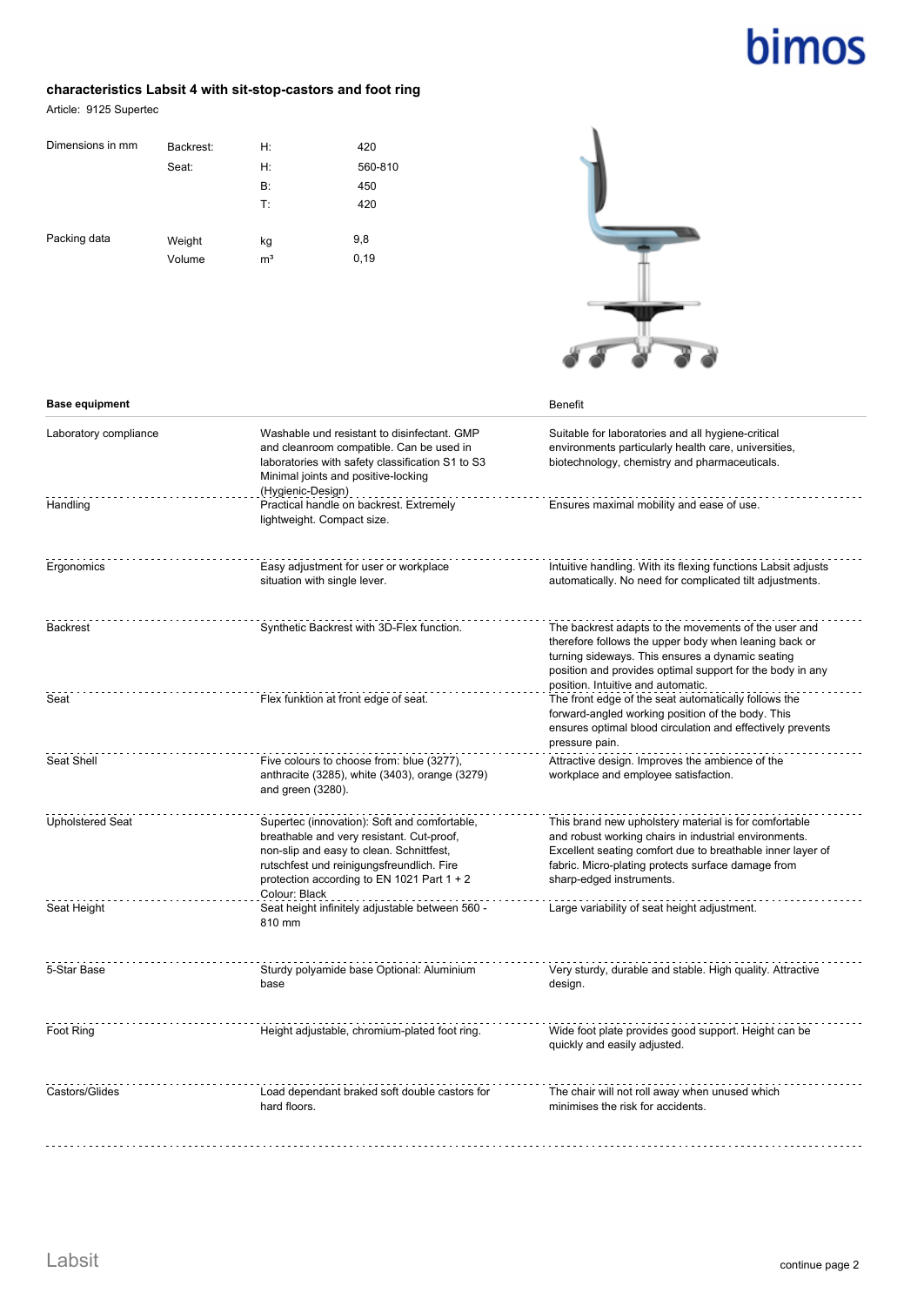**characteristics Labsit 4 with sit-stop-castors and foot ring**

Article: 9125 Supertec

| Dimensions in mm | Backrest: | H: | 420 |
|---|---|---|---|
| | Seat: | H: | 560-810 |
| | | B: | 450 |
| | | T: | 420 |
| Packing data | Weight | kg | 9,8 |
| | Volume | m³ | 0,19 |

| Base equipment | | Benefit |
|---|---|---|
| Laboratory compliance | Washable und resistant to disinfectant. GMP and cleanroom compatible. Can be used in laboratories with safety classification S1 to S3 Minimal joints and positive-locking (Hygienic-Design) | Suitable for laboratories and all hygiene-critical environments particularly health care, universities, biotechnology, chemistry and pharmaceuticals. |
| Handling | Practical handle on backrest. Extremely lightweight. Compact size. | Ensures maximal mobility and ease of use. |
| Ergonomics | Easy adjustment for user or workplace situation with single lever. | Intuitive handling. With its flexing functions Labsit adjusts automatically. No need for complicated tilt adjustments. |
| Backrest | Synthetic Backrest with 3D-Flex function. | The backrest adapts to the movements of the user and therefore follows the upper body when leaning back or turning sideways. This ensures a dynamic seating position and provides optimal support for the body in any position. Intuitive and automatic. |
| Seat | Flex funktion at front edge of seat. | The front edge of the seat automatically follows the forward-angled working position of the body. This ensures optimal blood circulation and effectively prevents pressure pain. |
| Seat Shell | Five colours to choose from: blue (3277), anthracite (3285), white (3403), orange (3279) and green (3280). | Attractive design. Improves the ambience of the workplace and employee satisfaction. |
| Upholstered Seat | Supertec (innovation): Soft and comfortable, breathable and very resistant. Cut-proof, non-slip and easy to clean. Schnittfest, rutschfest und reinigungsfreundlich. Fire protection according to EN 1021 Part 1 + 2 Colour: Black | This brand new upholstery material is for comfortable and robust working chairs in industrial environments. Excellent seating comfort due to breathable inner layer of fabric. Micro-plating protects surface damage from sharp-edged instruments. |
| Seat Height | Seat height infinitely adjustable between 560 - 810 mm | Large variability of seat height adjustment. |
| 5-Star Base | Sturdy polyamide base Optional: Aluminium base | Very sturdy, durable and stable. High quality. Attractive design. |
| Foot Ring | Height adjustable, chromium-plated foot ring. | Wide foot plate provides good support. Height can be quickly and easily adjusted. |
| Castors/Glides | Load dependant braked soft double castors for hard floors. | The chair will not roll away when unused which minimises the risk for accidents. |

continue page 2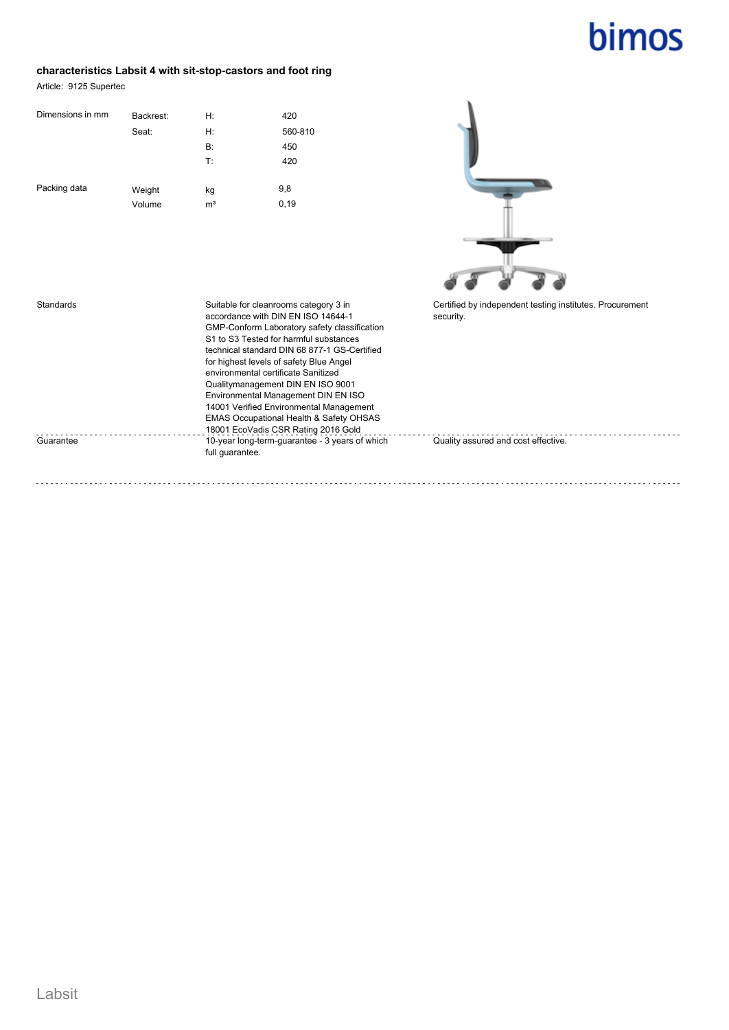## characteristics Labsit 4 with sit-stop-castors and foot ring

Article: 9125 Supertec

| Dimensions in mm | Backrest: | H: | 420 |
|---|---|---|---|
| | Seat: | H: | 560-810 |
| | | B: | 450 |
| | | T: | 420 |
| Packing data | Weight | kg | 9,8 |
| | Volume | m³ | 0,19 |

| | | |
|---|---|---|
| Standards | Suitable for cleanrooms category 3 in accordance with DIN EN ISO 14644-1 GMP-Conform Laboratory safety classification S1 to S3 Tested for harmful substances technical standard DIN 68 877-1 GS-Certified for highest levels of safety Blue Angel environmental certificate Sanitized Qualitymanagement DIN EN ISO 9001 Environmental Management DIN EN ISO 14001 Verified Environmental Management EMAS Occupational Health & Safety OHSAS 18001 EcoVadis CSR Rating 2016 Gold | Certified by independent testing institutes. Procurement security. |
| Guarantee | 10-year long-term-guarantee - 3 years of which full guarantee. | Quality assured and cost effective. |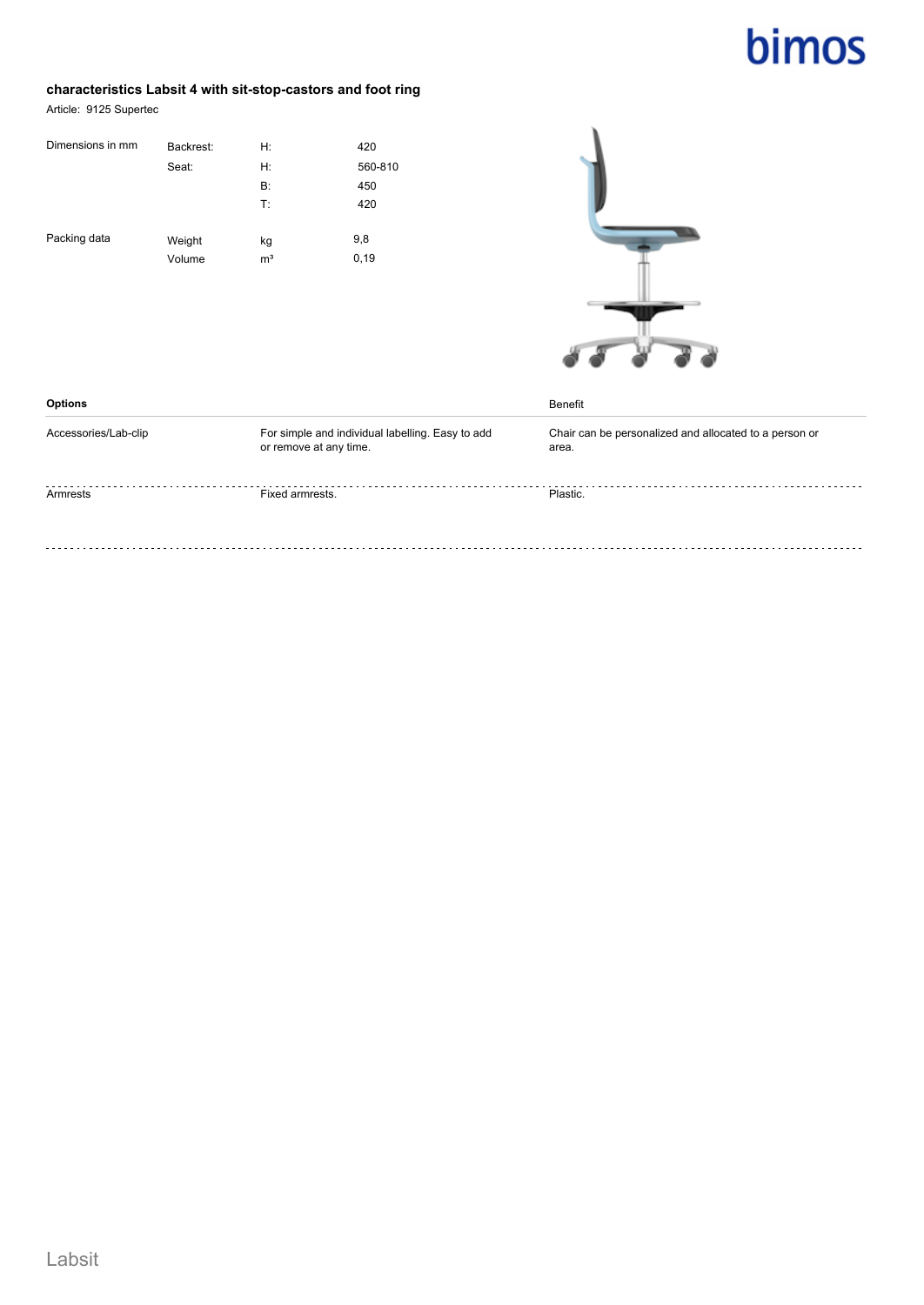**characteristics Labsit 4 with sit-stop-castors and foot ring**

Article: 9125 Supertec

| | | | |
|---|---|---|---|
| Dimensions in mm | Backrest: | H: | 420 |
| | Seat: | H: | 560-810 |
| | | B: | 450 |
| | | T: | 420 |
| Packing data | Weight | kg | 9,8 |
| | Volume | m³ | 0,19 |

| Options | | Benefit |
|---|---|---|
| Accessories/Lab-clip | For simple and individual labelling. Easy to add or remove at any time. | Chair can be personalized and allocated to a person or area. |
| Armrests | Fixed armrests. | Plastic. |